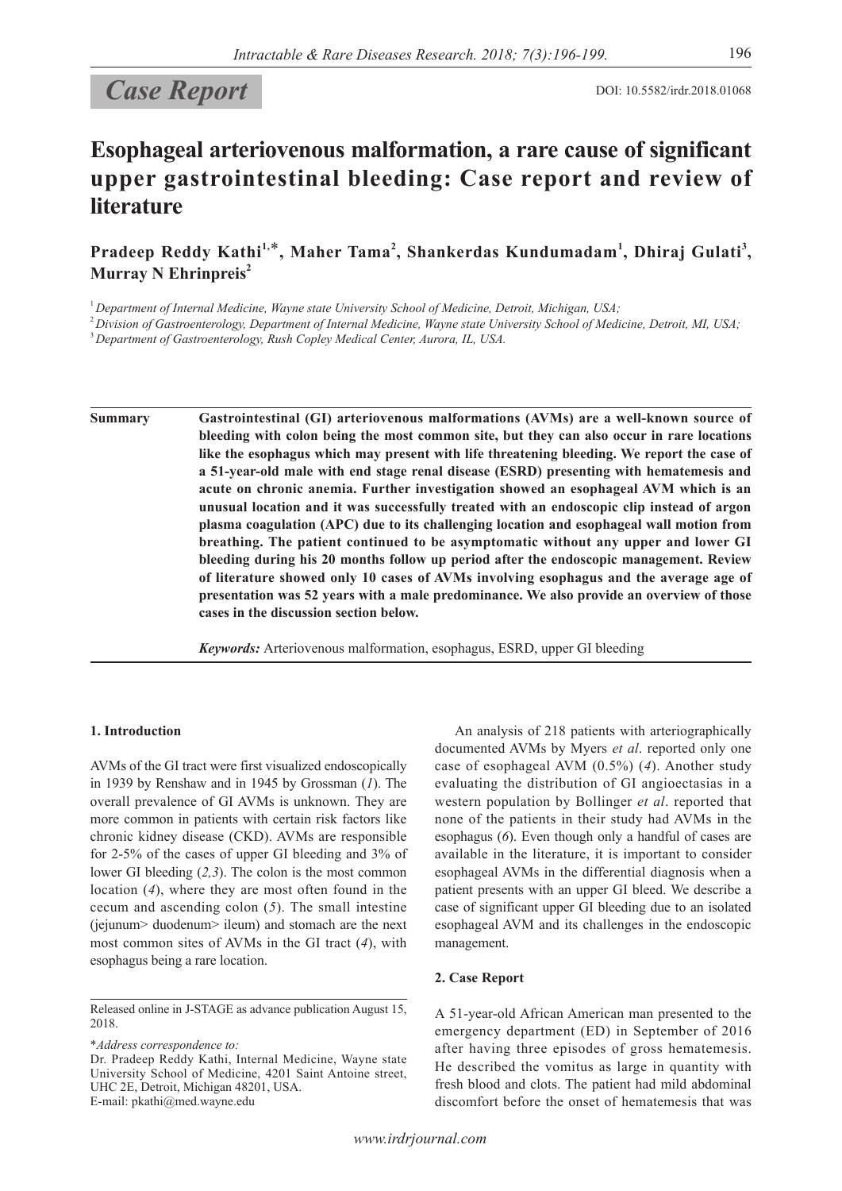*Case Report*

DOI: 10.5582/irdr.2018.01068

# Esophageal arteriovenous malformation, a rare cause of significant upper gastrointestinal bleeding: Case report and review of literature

**Pradeep Reddy Kathi[1,*], Maher Tama[2], Shankerdas Kundumadam[1], Dhiraj Gulati[3], Murray N Ehrinpreis[2]**

[1] *Department of Internal Medicine, Wayne state University School of Medicine, Detroit, Michigan, USA;*

[2] *Division of Gastroenterology, Department of Internal Medicine, Wayne state University School of Medicine, Detroit, MI, USA;*

[3] *Department of Gastroenterology, Rush Copley Medical Center, Aurora, IL, USA.*

**Summary** **Gastrointestinal (GI) arteriovenous malformations (AVMs) are a well-known source of bleeding with colon being the most common site, but they can also occur in rare locations like the esophagus which may present with life threatening bleeding. We report the case of a 51-year-old male with end stage renal disease (ESRD) presenting with hematemesis and acute on chronic anemia. Further investigation showed an esophageal AVM which is an unusual location and it was successfully treated with an endoscopic clip instead of argon plasma coagulation (APC) due to its challenging location and esophageal wall motion from breathing. The patient continued to be asymptomatic without any upper and lower GI bleeding during his 20 months follow up period after the endoscopic management. Review of literature showed only 10 cases of AVMs involving esophagus and the average age of presentation was 52 years with a male predominance. We also provide an overview of those cases in the discussion section below.**

***Keywords:*** Arteriovenous malformation, esophagus, ESRD, upper GI bleeding

## 1. Introduction

AVMs of the GI tract were first visualized endoscopically in 1939 by Renshaw and in 1945 by Grossman (*1*). The overall prevalence of GI AVMs is unknown. They are more common in patients with certain risk factors like chronic kidney disease (CKD). AVMs are responsible for 2-5% of the cases of upper GI bleeding and 3% of lower GI bleeding (*2,3*). The colon is the most common location (*4*), where they are most often found in the cecum and ascending colon (*5*). The small intestine (jejunum> duodenum> ileum) and stomach are the next most common sites of AVMs in the GI tract (*4*), with esophagus being a rare location.

An analysis of 218 patients with arteriographically documented AVMs by Myers *et al*. reported only one case of esophageal AVM (0.5%) (*4*). Another study evaluating the distribution of GI angioectasias in a western population by Bollinger *et al*. reported that none of the patients in their study had AVMs in the esophagus (*6*). Even though only a handful of cases are available in the literature, it is important to consider esophageal AVMs in the differential diagnosis when a patient presents with an upper GI bleed. We describe a case of significant upper GI bleeding due to an isolated esophageal AVM and its challenges in the endoscopic management.

## 2. Case Report

A 51-year-old African American man presented to the emergency department (ED) in September of 2016 after having three episodes of gross hematemesis. He described the vomitus as large in quantity with fresh blood and clots. The patient had mild abdominal discomfort before the onset of hematemesis that was

Released online in J-STAGE as advance publication August 15, 2018.

\**Address correspondence to:*
Dr. Pradeep Reddy Kathi, Internal Medicine, Wayne state University School of Medicine, 4201 Saint Antoine street, UHC 2E, Detroit, Michigan 48201, USA.
E-mail: pkathi@med.wayne.edu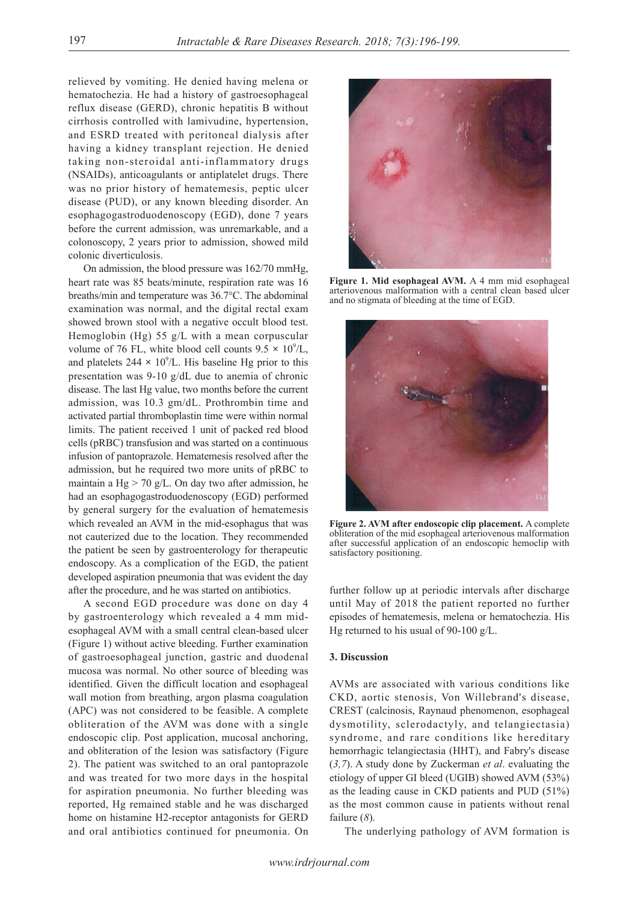relieved by vomiting. He denied having melena or hematochezia. He had a history of gastroesophageal reflux disease (GERD), chronic hepatitis B without cirrhosis controlled with lamivudine, hypertension, and ESRD treated with peritoneal dialysis after having a kidney transplant rejection. He denied taking non-steroidal anti-inflammatory drugs (NSAIDs), anticoagulants or antiplatelet drugs. There was no prior history of hematemesis, peptic ulcer disease (PUD), or any known bleeding disorder. An esophagogastroduodenoscopy (EGD), done 7 years before the current admission, was unremarkable, and a colonoscopy, 2 years prior to admission, showed mild colonic diverticulosis.

On admission, the blood pressure was 162/70 mmHg, heart rate was 85 beats/minute, respiration rate was 16 breaths/min and temperature was 36.7°C. The abdominal examination was normal, and the digital rectal exam showed brown stool with a negative occult blood test. Hemoglobin (Hg) 55 g/L with a mean corpuscular volume of 76 FL, white blood cell counts $9.5 \times 10^9$/L, and platelets $244 \times 10^9$/L. His baseline Hg prior to this presentation was 9-10 g/dL due to anemia of chronic disease. The last Hg value, two months before the current admission, was 10.3 gm/dL. Prothrombin time and activated partial thromboplastin time were within normal limits. The patient received 1 unit of packed red blood cells (pRBC) transfusion and was started on a continuous infusion of pantoprazole. Hematemesis resolved after the admission, but he required two more units of pRBC to maintain a Hg > 70 g/L. On day two after admission, he had an esophagogastroduodenoscopy (EGD) performed by general surgery for the evaluation of hematemesis which revealed an AVM in the mid-esophagus that was not cauterized due to the location. They recommended the patient be seen by gastroenterology for therapeutic endoscopy. As a complication of the EGD, the patient developed aspiration pneumonia that was evident the day after the procedure, and he was started on antibiotics.

A second EGD procedure was done on day 4 by gastroenterology which revealed a 4 mm mid-esophageal AVM with a small central clean-based ulcer (Figure 1) without active bleeding. Further examination of gastroesophageal junction, gastric and duodenal mucosa was normal. No other source of bleeding was identified. Given the difficult location and esophageal wall motion from breathing, argon plasma coagulation (APC) was not considered to be feasible. A complete obliteration of the AVM was done with a single endoscopic clip. Post application, mucosal anchoring, and obliteration of the lesion was satisfactory (Figure 2). The patient was switched to an oral pantoprazole and was treated for two more days in the hospital for aspiration pneumonia. No further bleeding was reported, Hg remained stable and he was discharged home on histamine H2-receptor antagonists for GERD and oral antibiotics continued for pneumonia. On further follow up at periodic intervals after discharge until May of 2018 the patient reported no further episodes of hematemesis, melena or hematochezia. His Hg returned to his usual of 90-100 g/L.

**Figure 1. Mid esophageal AVM.** A 4 mm mid esophageal arteriovenous malformation with a central clean based ulcer and no stigmata of bleeding at the time of EGD.

**Figure 2. AVM after endoscopic clip placement.** A complete obliteration of the mid esophageal arteriovenous malformation after successful application of an endoscopic hemoclip with satisfactory positioning.

## 3. Discussion

AVMs are associated with various conditions like CKD, aortic stenosis, Von Willebrand's disease, CREST (calcinosis, Raynaud phenomenon, esophageal dysmotility, sclerodactyly, and telangiectasia) syndrome, and rare conditions like hereditary hemorrhagic telangiectasia (HHT), and Fabry's disease (*3,7*). A study done by Zuckerman *et al*. evaluating the etiology of upper GI bleed (UGIB) showed AVM (53%) as the leading cause in CKD patients and PUD (51%) as the most common cause in patients without renal failure (*8*).

The underlying pathology of AVM formation is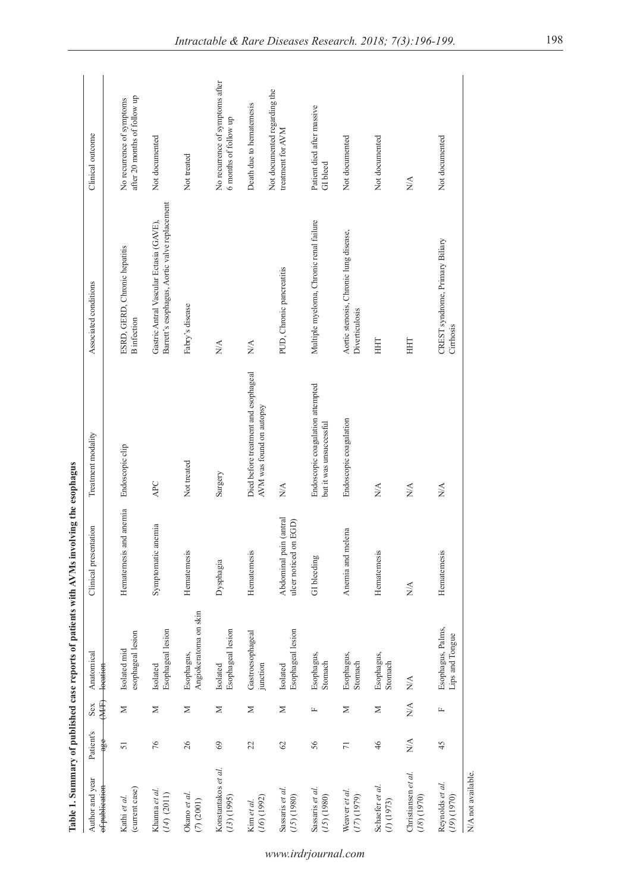**Table 1. Summary of published case reports of patients with AVMs involving the esophagus**

| Author and year of publication | Patient's age | Sex (M/F) | Anatomical location | Clinical presentation | Treatment modality | Associated conditions | Clinical outcome |
|---|---|---|---|---|---|---|---|
| Kathi *et al.* (current case) | 51 | M | Isolated mid esophageal lesion | Hematemesis and anemia | Endoscopic clip | ESRD, GERD, Chronic hepatitis B infection | No recurrence of symptoms after 20 months of follow up |
| Khanna *et al.* (*14*) (2011) | 76 | M | Isolated Esophageal lesion | Symptomatic anemia | APC | Gastric Antral Vascular Ectasia (GAVE), Barrett's esophagus, Aortic valve replacement | Not documented |
| Okano *et al.* (*7*) (2001) | 26 | M | Esophagus, Angiokeratoma on skin | Hematemesis | Not treated | Fabry's disease | Not treated |
| Konstantakos *et al.* (*13*) (1995) | 69 | M | Isolated Esophageal lesion | Dysphagia | Surgery | N/A | No recurrence of symptoms after 6 months of follow up |
| Kim *et al.* (*16*) (1992) | 22 | M | Gastroesophageal junction | Hematemesis | Died before treatment and esophageal AVM was found on autopsy | N/A | Death due to hematemesis |
| Sassaris *et al.* (*15*) (1980) | 62 | M | Isolated Esophageal lesion | Abdominal pain (antral ulcer noticed on EGD) | N/A | PUD, Chronic pancreatitis | Not documented regarding the treatment for AVM |
| Sassaris *et al.* (*15*) (1980) | 56 | F | Esophagus, Stomach | GI bleeding | Endoscopic coagulation attempted but it was unsuccessful | Multiple myeloma, Chronic renal failure | Patient died after massive GI bleed |
| Weaver *et al.* (*17*) (1979) | 71 | M | Esophagus, Stomach | Anemia and melena | Endoscopic coagulation | Aortic stenosis, Chronic lung disease, Diverticulosis | Not documented |
| Schaefer *et al.* (*1*) (1973) | 46 | M | Esophagus, Stomach | Hematemesis | N/A | HHT | Not documented |
| Christiansen *et al.* (*18*) (1970) | N/A | N/A | N/A | N/A | N/A | HHT | N/A |
| Reynolds *et al.* (*19*) (1970) | 45 | F | Esophagus, Palms, Lips and Tongue | Hematemesis | N/A | CREST syndrome, Primary Biliary Cirrhosis | Not documented |

N/A not available.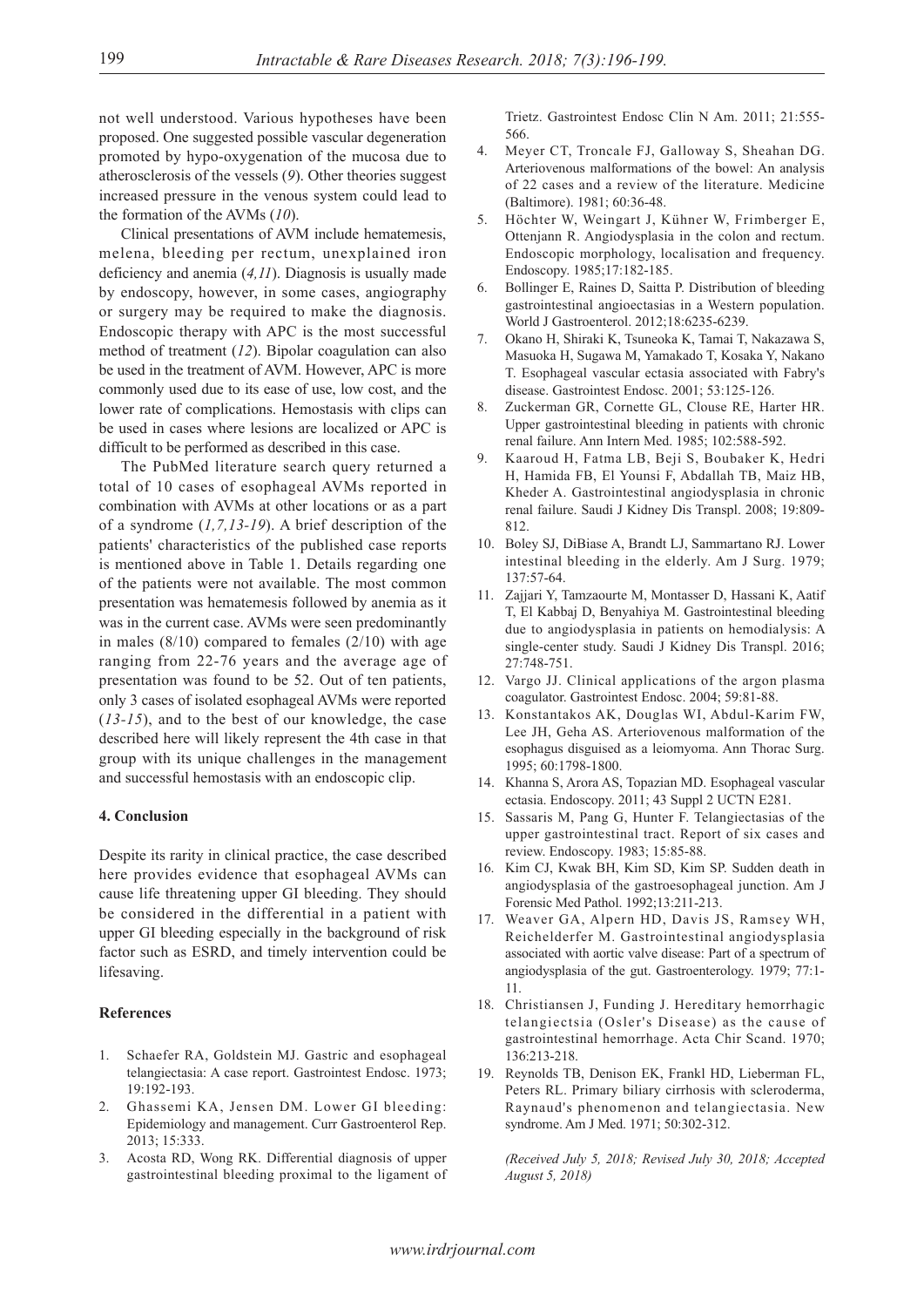not well understood. Various hypotheses have been proposed. One suggested possible vascular degeneration promoted by hypo-oxygenation of the mucosa due to atherosclerosis of the vessels (*9*). Other theories suggest increased pressure in the venous system could lead to the formation of the AVMs (*10*).

Clinical presentations of AVM include hematemesis, melena, bleeding per rectum, unexplained iron deficiency and anemia (*4,11*). Diagnosis is usually made by endoscopy, however, in some cases, angiography or surgery may be required to make the diagnosis. Endoscopic therapy with APC is the most successful method of treatment (*12*). Bipolar coagulation can also be used in the treatment of AVM. However, APC is more commonly used due to its ease of use, low cost, and the lower rate of complications. Hemostasis with clips can be used in cases where lesions are localized or APC is difficult to be performed as described in this case.

The PubMed literature search query returned a total of 10 cases of esophageal AVMs reported in combination with AVMs at other locations or as a part of a syndrome (*1,7,13-19*). A brief description of the patients' characteristics of the published case reports is mentioned above in Table 1. Details regarding one of the patients were not available. The most common presentation was hematemesis followed by anemia as it was in the current case. AVMs were seen predominantly in males (8/10) compared to females (2/10) with age ranging from 22-76 years and the average age of presentation was found to be 52. Out of ten patients, only 3 cases of isolated esophageal AVMs were reported (*13-15*), and to the best of our knowledge, the case described here will likely represent the 4th case in that group with its unique challenges in the management and successful hemostasis with an endoscopic clip.

#### 4. Conclusion

Despite its rarity in clinical practice, the case described here provides evidence that esophageal AVMs can cause life threatening upper GI bleeding. They should be considered in the differential in a patient with upper GI bleeding especially in the background of risk factor such as ESRD, and timely intervention could be lifesaving.

#### References

1. Schaefer RA, Goldstein MJ. Gastric and esophageal telangiectasia: A case report. Gastrointest Endosc. 1973; 19:192-193.
2. Ghassemi KA, Jensen DM. Lower GI bleeding: Epidemiology and management. Curr Gastroenterol Rep. 2013; 15:333.
3. Acosta RD, Wong RK. Differential diagnosis of upper gastrointestinal bleeding proximal to the ligament of Trietz. Gastrointest Endosc Clin N Am. 2011; 21:555-566.
4. Meyer CT, Troncale FJ, Galloway S, Sheahan DG. Arteriovenous malformations of the bowel: An analysis of 22 cases and a review of the literature. Medicine (Baltimore). 1981; 60:36-48.
5. Höchter W, Weingart J, Kühner W, Frimberger E, Ottenjann R. Angiodysplasia in the colon and rectum. Endoscopic morphology, localisation and frequency. Endoscopy. 1985;17:182-185.
6. Bollinger E, Raines D, Saitta P. Distribution of bleeding gastrointestinal angioectasias in a Western population. World J Gastroenterol. 2012;18:6235-6239.
7. Okano H, Shiraki K, Tsuneoka K, Tamai T, Nakazawa S, Masuoka H, Sugawa M, Yamakado T, Kosaka Y, Nakano T. Esophageal vascular ectasia associated with Fabry's disease. Gastrointest Endosc. 2001; 53:125-126.
8. Zuckerman GR, Cornette GL, Clouse RE, Harter HR. Upper gastrointestinal bleeding in patients with chronic renal failure. Ann Intern Med. 1985; 102:588-592.
9. Kaaroud H, Fatma LB, Beji S, Boubaker K, Hedri H, Hamida FB, El Younsi F, Abdallah TB, Maiz HB, Kheder A. Gastrointestinal angiodysplasia in chronic renal failure. Saudi J Kidney Dis Transpl. 2008; 19:809-812.
10. Boley SJ, DiBiase A, Brandt LJ, Sammartano RJ. Lower intestinal bleeding in the elderly. Am J Surg. 1979; 137:57-64.
11. Zajjari Y, Tamzaourte M, Montasser D, Hassani K, Aatif T, El Kabbaj D, Benyahiya M. Gastrointestinal bleeding due to angiodysplasia in patients on hemodialysis: A single-center study. Saudi J Kidney Dis Transpl. 2016; 27:748-751.
12. Vargo JJ. Clinical applications of the argon plasma coagulator. Gastrointest Endosc. 2004; 59:81-88.
13. Konstantakos AK, Douglas WI, Abdul-Karim FW, Lee JH, Geha AS. Arteriovenous malformation of the esophagus disguised as a leiomyoma. Ann Thorac Surg. 1995; 60:1798-1800.
14. Khanna S, Arora AS, Topazian MD. Esophageal vascular ectasia. Endoscopy. 2011; 43 Suppl 2 UCTN E281.
15. Sassaris M, Pang G, Hunter F. Telangiectasias of the upper gastrointestinal tract. Report of six cases and review. Endoscopy. 1983; 15:85-88.
16. Kim CJ, Kwak BH, Kim SD, Kim SP. Sudden death in angiodysplasia of the gastroesophageal junction. Am J Forensic Med Pathol. 1992;13:211-213.
17. Weaver GA, Alpern HD, Davis JS, Ramsey WH, Reichelderfer M. Gastrointestinal angiodysplasia associated with aortic valve disease: Part of a spectrum of angiodysplasia of the gut. Gastroenterology. 1979; 77:1-11.
18. Christiansen J, Funding J. Hereditary hemorrhagic telangiectsia (Osler's Disease) as the cause of gastrointestinal hemorrhage. Acta Chir Scand. 1970; 136:213-218.
19. Reynolds TB, Denison EK, Frankl HD, Lieberman FL, Peters RL. Primary biliary cirrhosis with scleroderma, Raynaud's phenomenon and telangiectasia. New syndrome. Am J Med. 1971; 50:302-312.

*(Received July 5, 2018; Revised July 30, 2018; Accepted August 5, 2018)*